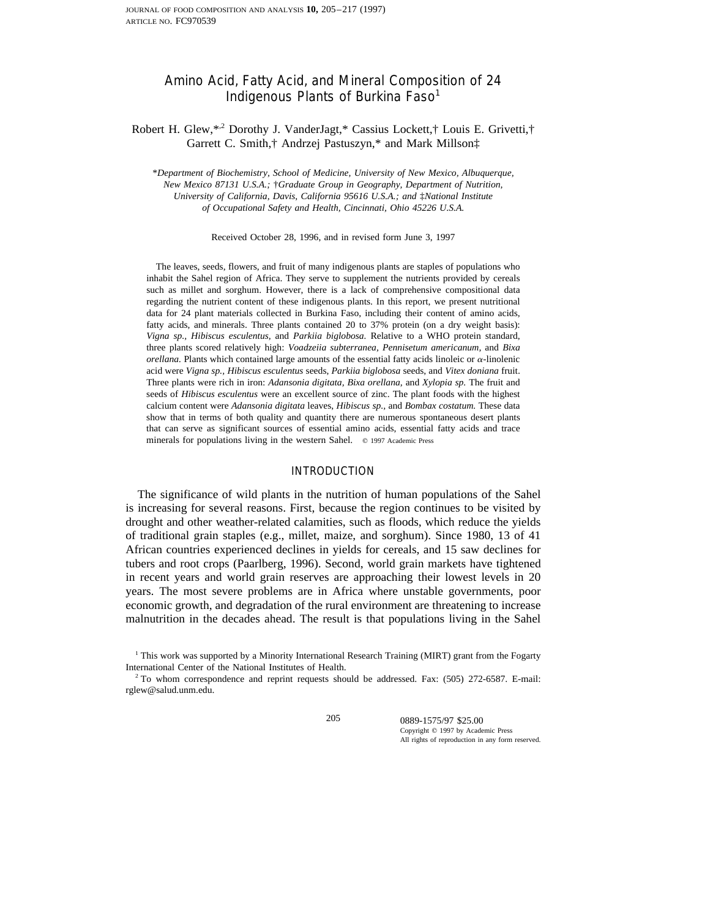# Amino Acid, Fatty Acid, and Mineral Composition of 24 Indigenous Plants of Burkina Faso[1]

Robert H. Glew,*[,2] Dorothy J. VanderJagt,* Cassius Lockett,† Louis E. Grivetti,† Garrett C. Smith,† Andrzej Pastuszyn,* and Mark Millson‡

*\*Department of Biochemistry, School of Medicine, University of New Mexico, Albuquerque, New Mexico 87131 U.S.A.; †Graduate Group in Geography, Department of Nutrition, University of California, Davis, California 95616 U.S.A.; and ‡National Institute of Occupational Safety and Health, Cincinnati, Ohio 45226 U.S.A.*

Received October 28, 1996, and in revised form June 3, 1997

The leaves, seeds, flowers, and fruit of many indigenous plants are staples of populations who inhabit the Sahel region of Africa. They serve to supplement the nutrients provided by cereals such as millet and sorghum. However, there is a lack of comprehensive compositional data regarding the nutrient content of these indigenous plants. In this report, we present nutritional data for 24 plant materials collected in Burkina Faso, including their content of amino acids, fatty acids, and minerals. Three plants contained 20 to 37% protein (on a dry weight basis): *Vigna sp.*, *Hibiscus esculentus*, and *Parkiia biglobosa*. Relative to a WHO protein standard, three plants scored relatively high: *Voadzeiia subterranea*, *Pennisetum americanum*, and *Bixa orellana*. Plants which contained large amounts of the essential fatty acids linoleic or $\alpha$-linolenic acid were *Vigna sp.*, *Hibiscus esculentus* seeds, *Parkiia biglobosa* seeds, and *Vitex doniana* fruit. Three plants were rich in iron: *Adansonia digitata*, *Bixa orellana*, and *Xylopia sp.* The fruit and seeds of *Hibiscus esculentus* were an excellent source of zinc. The plant foods with the highest calcium content were *Adansonia digitata* leaves, *Hibiscus sp.*, and *Bombax costatum*. These data show that in terms of both quality and quantity there are numerous spontaneous desert plants that can serve as significant sources of essential amino acids, essential fatty acids and trace minerals for populations living in the western Sahel. © 1997 Academic Press

## INTRODUCTION

The significance of wild plants in the nutrition of human populations of the Sahel is increasing for several reasons. First, because the region continues to be visited by drought and other weather-related calamities, such as floods, which reduce the yields of traditional grain staples (e.g., millet, maize, and sorghum). Since 1980, 13 of 41 African countries experienced declines in yields for cereals, and 15 saw declines for tubers and root crops (Paarlberg, 1996). Second, world grain markets have tightened in recent years and world grain reserves are approaching their lowest levels in 20 years. The most severe problems are in Africa where unstable governments, poor economic growth, and degradation of the rural environment are threatening to increase malnutrition in the decades ahead. The result is that populations living in the Sahel

[1] This work was supported by a Minority International Research Training (MIRT) grant from the Fogarty International Center of the National Institutes of Health.

[2] To whom correspondence and reprint requests should be addressed. Fax: (505) 272-6587. E-mail: rglew@salud.unm.edu.

0889-1575/97 $25.00
Copyright © 1997 by Academic Press
All rights of reproduction in any form reserved.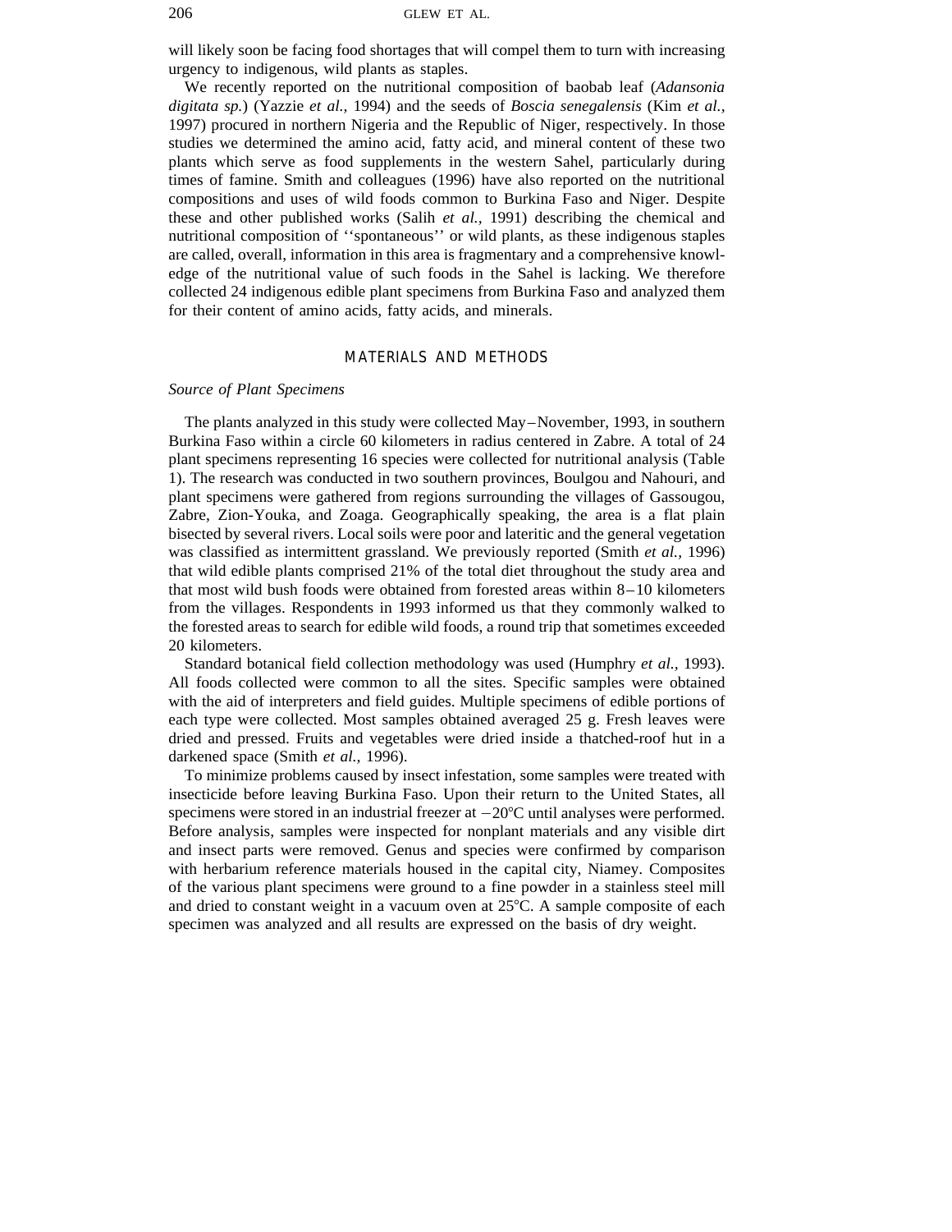will likely soon be facing food shortages that will compel them to turn with increasing urgency to indigenous, wild plants as staples.

We recently reported on the nutritional composition of baobab leaf (*Adansonia digitata sp.*) (Yazzie *et al.,* 1994) and the seeds of *Boscia senegalensis* (Kim *et al.,* 1997) procured in northern Nigeria and the Republic of Niger, respectively. In those studies we determined the amino acid, fatty acid, and mineral content of these two plants which serve as food supplements in the western Sahel, particularly during times of famine. Smith and colleagues (1996) have also reported on the nutritional compositions and uses of wild foods common to Burkina Faso and Niger. Despite these and other published works (Salih *et al.,* 1991) describing the chemical and nutritional composition of ''spontaneous'' or wild plants, as these indigenous staples are called, overall, information in this area is fragmentary and a comprehensive knowledge of the nutritional value of such foods in the Sahel is lacking. We therefore collected 24 indigenous edible plant specimens from Burkina Faso and analyzed them for their content of amino acids, fatty acids, and minerals.

## MATERIALS AND METHODS

### *Source of Plant Specimens*

The plants analyzed in this study were collected May–November, 1993, in southern Burkina Faso within a circle 60 kilometers in radius centered in Zabre. A total of 24 plant specimens representing 16 species were collected for nutritional analysis (Table 1). The research was conducted in two southern provinces, Boulgou and Nahouri, and plant specimens were gathered from regions surrounding the villages of Gassougou, Zabre, Zion-Youka, and Zoaga. Geographically speaking, the area is a flat plain bisected by several rivers. Local soils were poor and lateritic and the general vegetation was classified as intermittent grassland. We previously reported (Smith *et al.,* 1996) that wild edible plants comprised 21% of the total diet throughout the study area and that most wild bush foods were obtained from forested areas within 8–10 kilometers from the villages. Respondents in 1993 informed us that they commonly walked to the forested areas to search for edible wild foods, a round trip that sometimes exceeded 20 kilometers.

Standard botanical field collection methodology was used (Humphry *et al.,* 1993). All foods collected were common to all the sites. Specific samples were obtained with the aid of interpreters and field guides. Multiple specimens of edible portions of each type were collected. Most samples obtained averaged 25 g. Fresh leaves were dried and pressed. Fruits and vegetables were dried inside a thatched-roof hut in a darkened space (Smith *et al.,* 1996).

To minimize problems caused by insect infestation, some samples were treated with insecticide before leaving Burkina Faso. Upon their return to the United States, all specimens were stored in an industrial freezer at −20°C until analyses were performed. Before analysis, samples were inspected for nonplant materials and any visible dirt and insect parts were removed. Genus and species were confirmed by comparison with herbarium reference materials housed in the capital city, Niamey. Composites of the various plant specimens were ground to a fine powder in a stainless steel mill and dried to constant weight in a vacuum oven at 25°C. A sample composite of each specimen was analyzed and all results are expressed on the basis of dry weight.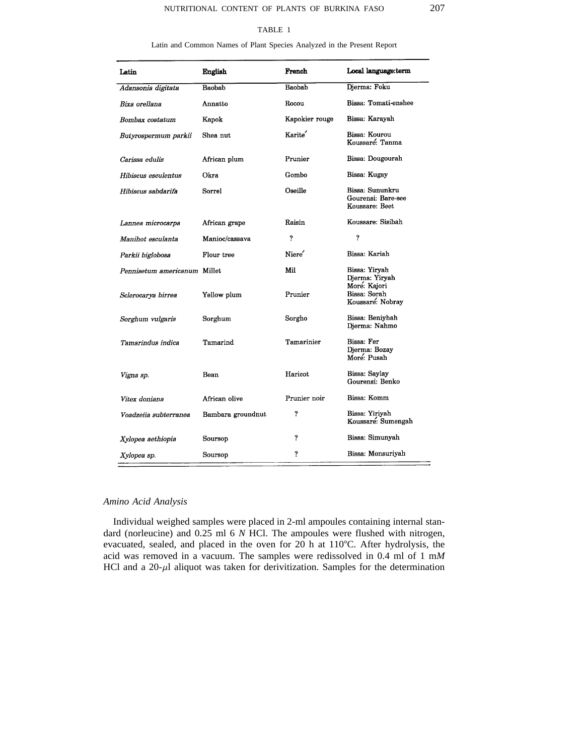TABLE 1

Latin and Common Names of Plant Species Analyzed in the Present Report

| Latin | English | French | Local language:term |
|---|---|---|---|
| *Adansonia digitata* | Baobab | Baobab | Djerma: Foku |
| *Bixa orellana* | Annatto | Rocou | Bissa: Tomati-enshee |
| *Bombax costatum* | Kapok | Kapokier rouge | Bissa: Karayah |
| *Butyrospermum parkii* | Shea nut | Karité | Bissa: Kourou<br>Koussaré: Tanma |
| *Carissa edulis* | African plum | Prunier | Bissa: Dougourah |
| *Hibiscus esculentus* | Okra | Gombo | Bissa: Kugay |
| *Hibiscus sabdarifa* | Sorrel | Oseille | Bissa: Sununkru<br>Gourensi: Bare-see<br>Koussare: Beet |
| *Lannea microcarpa* | African grape | Raisin | Koussare: Sisibah |
| *Manihot esculanta* | Manioc/cassava | ? | ? |
| *Parkii biglobosa* | Flour tree | Nieré | Bissa: Kariah |
| *Pennisetum americanum* | Millet | Mil | Bissa: Yiryah<br>Djerma: Yiryah<br>Moré: Kajori |
| *Sclerocarya birrea* | Yellow plum | Prunier | Bissa: Sorah<br>Koussaré: Nobray |
| *Sorghum vulgaris* | Sorghum | Sorgho | Bissa: Beniyhah<br>Djerma: Nahmo |
| *Tamarindus indica* | Tamarind | Tamarinier | Bissa: Fer<br>Djerma: Bozay<br>Moré: Pusah |
| *Vigna sp.* | Bean | Haricot | Bissa: Saylay<br>Gourensi: Benko |
| *Vitex doniana* | African olive | Prunier noir | Bissa: Komm |
| *Voadzeiia subterranea* | Bambara groundnut | ? | Bissa: Yiriyah<br>Koussaré: Sumengah |
| *Xylopea aethiopia* | Soursop | ? | Bissa: Simunyah |
| *Xylopea sp.* | Soursop | ? | Bissa: Monsuriyah |

### *Amino Acid Analysis*

Individual weighed samples were placed in 2-ml ampoules containing internal standard (norleucine) and 0.25 ml 6 *N* HCl. The ampoules were flushed with nitrogen, evacuated, sealed, and placed in the oven for 20 h at 110°C. After hydrolysis, the acid was removed in a vacuum. The samples were redissolved in 0.4 ml of 1 m*M* HCl and a 20-$\mu$l aliquot was taken for derivitization. Samples for the determination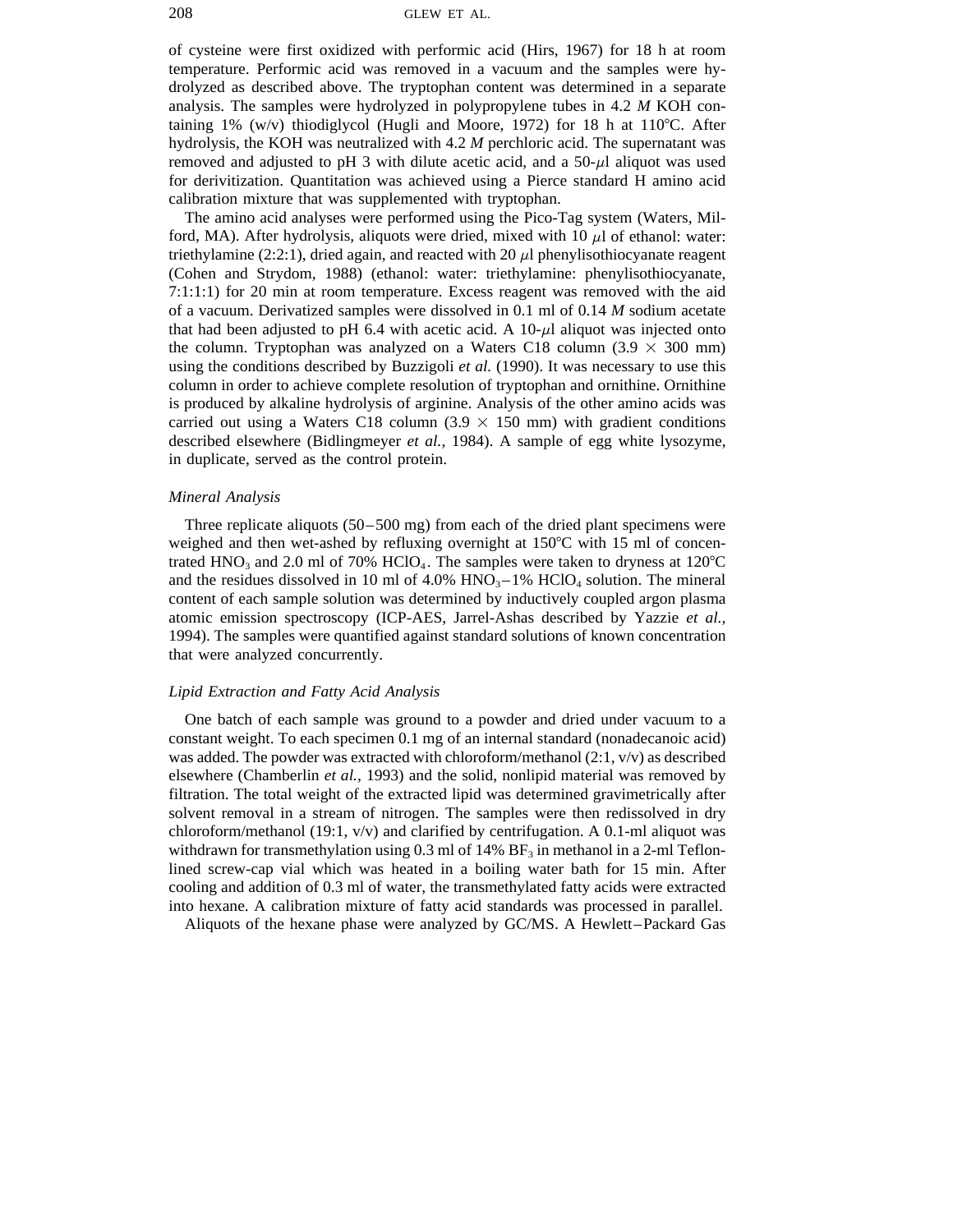of cysteine were first oxidized with performic acid (Hirs, 1967) for 18 h at room temperature. Performic acid was removed in a vacuum and the samples were hydrolyzed as described above. The tryptophan content was determined in a separate analysis. The samples were hydrolyzed in polypropylene tubes in 4.2 *M* KOH containing 1% (w/v) thiodiglycol (Hugli and Moore, 1972) for 18 h at 110°C. After hydrolysis, the KOH was neutralized with 4.2 *M* perchloric acid. The supernatant was removed and adjusted to pH 3 with dilute acetic acid, and a 50-$\mu$l aliquot was used for derivitization. Quantitation was achieved using a Pierce standard H amino acid calibration mixture that was supplemented with tryptophan.

The amino acid analyses were performed using the Pico-Tag system (Waters, Milford, MA). After hydrolysis, aliquots were dried, mixed with 10 $\mu$l of ethanol: water: triethylamine (2:2:1), dried again, and reacted with 20 $\mu$l phenylisothiocyanate reagent (Cohen and Strydom, 1988) (ethanol: water: triethylamine: phenylisothiocyanate, 7:1:1:1) for 20 min at room temperature. Excess reagent was removed with the aid of a vacuum. Derivatized samples were dissolved in 0.1 ml of 0.14 *M* sodium acetate that had been adjusted to pH 6.4 with acetic acid. A 10-$\mu$l aliquot was injected onto the column. Tryptophan was analyzed on a Waters C18 column (3.9 $\times$ 300 mm) using the conditions described by Buzzigoli *et al.* (1990). It was necessary to use this column in order to achieve complete resolution of tryptophan and ornithine. Ornithine is produced by alkaline hydrolysis of arginine. Analysis of the other amino acids was carried out using a Waters C18 column (3.9 $\times$ 150 mm) with gradient conditions described elsewhere (Bidlingmeyer *et al.*, 1984). A sample of egg white lysozyme, in duplicate, served as the control protein.

### *Mineral Analysis*

Three replicate aliquots (50–500 mg) from each of the dried plant specimens were weighed and then wet-ashed by refluxing overnight at 150°C with 15 ml of concentrated $HNO_3$ and 2.0 ml of 70% $HClO_4$. The samples were taken to dryness at 120°C and the residues dissolved in 10 ml of 4.0% $HNO_3$–1% $HClO_4$ solution. The mineral content of each sample solution was determined by inductively coupled argon plasma atomic emission spectroscopy (ICP-AES, Jarrel-Ashas described by Yazzie *et al.*, 1994). The samples were quantified against standard solutions of known concentration that were analyzed concurrently.

### *Lipid Extraction and Fatty Acid Analysis*

One batch of each sample was ground to a powder and dried under vacuum to a constant weight. To each specimen 0.1 mg of an internal standard (nonadecanoic acid) was added. The powder was extracted with chloroform/methanol (2:1, v/v) as described elsewhere (Chamberlin *et al.*, 1993) and the solid, nonlipid material was removed by filtration. The total weight of the extracted lipid was determined gravimetrically after solvent removal in a stream of nitrogen. The samples were then redissolved in dry chloroform/methanol (19:1, v/v) and clarified by centrifugation. A 0.1-ml aliquot was withdrawn for transmethylation using 0.3 ml of 14% $BF_3$ in methanol in a 2-ml Teflon-lined screw-cap vial which was heated in a boiling water bath for 15 min. After cooling and addition of 0.3 ml of water, the transmethylated fatty acids were extracted into hexane. A calibration mixture of fatty acid standards was processed in parallel.

Aliquots of the hexane phase were analyzed by GC/MS. A Hewlett–Packard Gas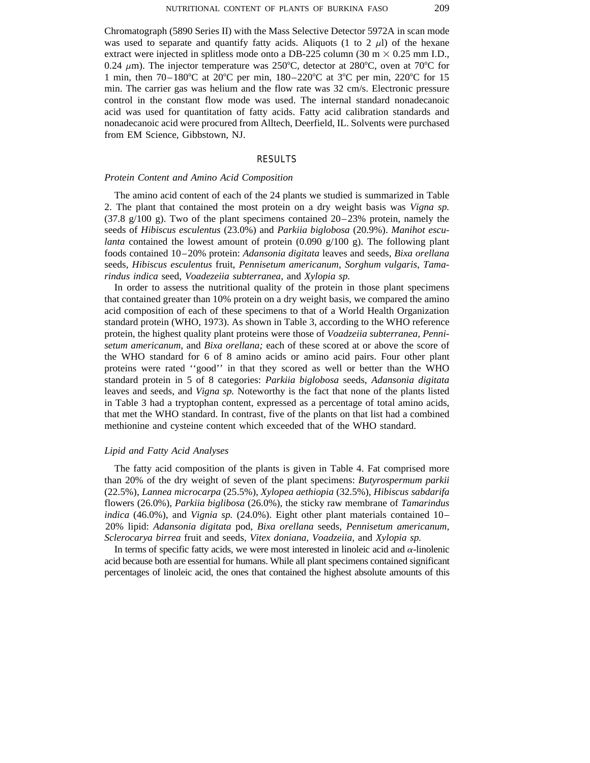Chromatograph (5890 Series II) with the Mass Selective Detector 5972A in scan mode was used to separate and quantify fatty acids. Aliquots (1 to 2 $\mu$l) of the hexane extract were injected in splitless mode onto a DB-225 column (30 m $\times$ 0.25 mm I.D., 0.24 $\mu$m). The injector temperature was 250°C, detector at 280°C, oven at 70°C for 1 min, then 70–180°C at 20°C per min, 180–220°C at 3°C per min, 220°C for 15 min. The carrier gas was helium and the flow rate was 32 cm/s. Electronic pressure control in the constant flow mode was used. The internal standard nonadecanoic acid was used for quantitation of fatty acids. Fatty acid calibration standards and nonadecanoic acid were procured from Alltech, Deerfield, IL. Solvents were purchased from EM Science, Gibbstown, NJ.

## RESULTS

### *Protein Content and Amino Acid Composition*

The amino acid content of each of the 24 plants we studied is summarized in Table 2. The plant that contained the most protein on a dry weight basis was *Vigna sp.* (37.8 g/100 g). Two of the plant specimens contained 20–23% protein, namely the seeds of *Hibiscus esculentus* (23.0%) and *Parkiia biglobosa* (20.9%). *Manihot esculanta* contained the lowest amount of protein (0.090 g/100 g). The following plant foods contained 10–20% protein: *Adansonia digitata* leaves and seeds, *Bixa orellana* seeds, *Hibiscus esculentus* fruit, *Pennisetum americanum, Sorghum vulgaris, Tamarindus indica* seed, *Voadezeiia subterranea,* and *Xylopia sp.*

In order to assess the nutritional quality of the protein in those plant specimens that contained greater than 10% protein on a dry weight basis, we compared the amino acid composition of each of these specimens to that of a World Health Organization standard protein (WHO, 1973). As shown in Table 3, according to the WHO reference protein, the highest quality plant proteins were those of *Voadzeiia subterranea, Pennisetum americanum,* and *Bixa orellana;* each of these scored at or above the score of the WHO standard for 6 of 8 amino acids or amino acid pairs. Four other plant proteins were rated ''good'' in that they scored as well or better than the WHO standard protein in 5 of 8 categories: *Parkiia biglobosa* seeds, *Adansonia digitata* leaves and seeds, and *Vigna sp.* Noteworthy is the fact that none of the plants listed in Table 3 had a tryptophan content, expressed as a percentage of total amino acids, that met the WHO standard. In contrast, five of the plants on that list had a combined methionine and cysteine content which exceeded that of the WHO standard.

### *Lipid and Fatty Acid Analyses*

The fatty acid composition of the plants is given in Table 4. Fat comprised more than 20% of the dry weight of seven of the plant specimens: *Butyrospermum parkii* (22.5%), *Lannea microcarpa* (25.5%), *Xylopea aethiopia* (32.5%), *Hibiscus sabdarifa* flowers (26.0%), *Parkiia biglibosa* (26.0%), the sticky raw membrane of *Tamarindus indica* (46.0%), and *Vignia sp.* (24.0%). Eight other plant materials contained 10–20% lipid: *Adansonia digitata* pod, *Bixa orellana* seeds, *Pennisetum americanum, Sclerocarya birrea* fruit and seeds, *Vitex doniana, Voadzeiia,* and *Xylopia sp.*

In terms of specific fatty acids, we were most interested in linoleic acid and $\alpha$-linolenic acid because both are essential for humans. While all plant specimens contained significant percentages of linoleic acid, the ones that contained the highest absolute amounts of this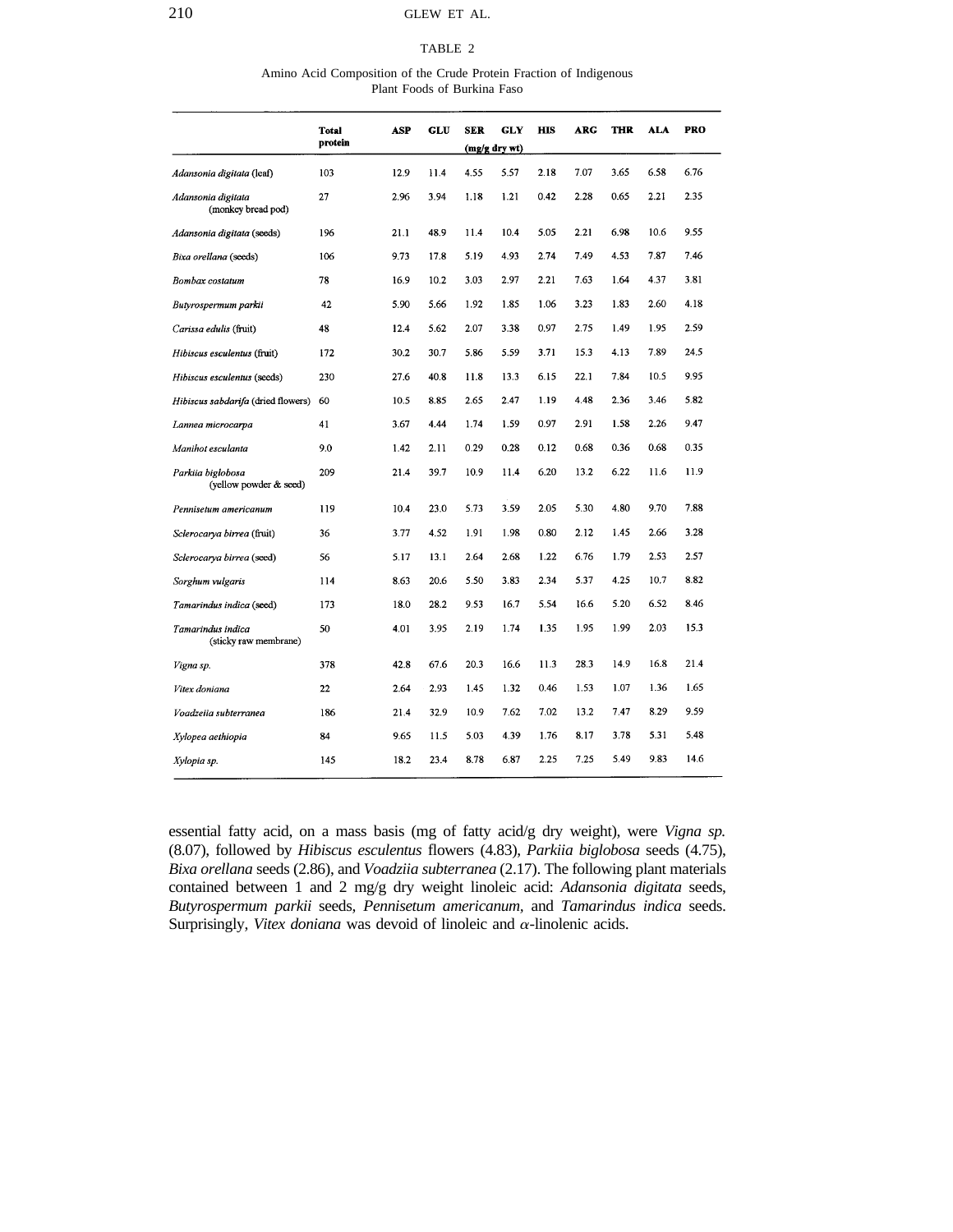TABLE 2

Amino Acid Composition of the Crude Protein Fraction of Indigenous Plant Foods of Burkina Faso

| | Total protein | ASP | GLU | SER | GLY | HIS | ARG | THR | ALA | PRO |
|---|---|---|---|---|---|---|---|---|---|---|
| | | | | (mg/g dry wt) | | | | | | |
| *Adansonia digitata* (leaf) | 103 | 12.9 | 11.4 | 4.55 | 5.57 | 2.18 | 7.07 | 3.65 | 6.58 | 6.76 |
| *Adansonia digitata* (monkey bread pod) | 27 | 2.96 | 3.94 | 1.18 | 1.21 | 0.42 | 2.28 | 0.65 | 2.21 | 2.35 |
| *Adansonia digitata* (seeds) | 196 | 21.1 | 48.9 | 11.4 | 10.4 | 5.05 | 2.21 | 6.98 | 10.6 | 9.55 |
| *Bixa orellana* (seeds) | 106 | 9.73 | 17.8 | 5.19 | 4.93 | 2.74 | 7.49 | 4.53 | 7.87 | 7.46 |
| *Bombax costatum* | 78 | 16.9 | 10.2 | 3.03 | 2.97 | 2.21 | 7.63 | 1.64 | 4.37 | 3.81 |
| *Butyrospermum parkii* | 42 | 5.90 | 5.66 | 1.92 | 1.85 | 1.06 | 3.23 | 1.83 | 2.60 | 4.18 |
| *Carissa edulis* (fruit) | 48 | 12.4 | 5.62 | 2.07 | 3.38 | 0.97 | 2.75 | 1.49 | 1.95 | 2.59 |
| *Hibiscus esculentus* (fruit) | 172 | 30.2 | 30.7 | 5.86 | 5.59 | 3.71 | 15.3 | 4.13 | 7.89 | 24.5 |
| *Hibiscus esculentus* (seeds) | 230 | 27.6 | 40.8 | 11.8 | 13.3 | 6.15 | 22.1 | 7.84 | 10.5 | 9.95 |
| *Hibiscus sabdarifa* (dried flowers) | 60 | 10.5 | 8.85 | 2.65 | 2.47 | 1.19 | 4.48 | 2.36 | 3.46 | 5.82 |
| *Lannea microcarpa* | 41 | 3.67 | 4.44 | 1.74 | 1.59 | 0.97 | 2.91 | 1.58 | 2.26 | 9.47 |
| *Manihot esculanta* | 9.0 | 1.42 | 2.11 | 0.29 | 0.28 | 0.12 | 0.68 | 0.36 | 0.68 | 0.35 |
| *Parkiia biglobosa* (yellow powder & seed) | 209 | 21.4 | 39.7 | 10.9 | 11.4 | 6.20 | 13.2 | 6.22 | 11.6 | 11.9 |
| *Pennisetum americanum* | 119 | 10.4 | 23.0 | 5.73 | 3.59 | 2.05 | 5.30 | 4.80 | 9.70 | 7.88 |
| *Sclerocarya birrea* (fruit) | 36 | 3.77 | 4.52 | 1.91 | 1.98 | 0.80 | 2.12 | 1.45 | 2.66 | 3.28 |
| *Sclerocarya birrea* (seed) | 56 | 5.17 | 13.1 | 2.64 | 2.68 | 1.22 | 6.76 | 1.79 | 2.53 | 2.57 |
| *Sorghum vulgaris* | 114 | 8.63 | 20.6 | 5.50 | 3.83 | 2.34 | 5.37 | 4.25 | 10.7 | 8.82 |
| *Tamarindus indica* (seed) | 173 | 18.0 | 28.2 | 9.53 | 16.7 | 5.54 | 16.6 | 5.20 | 6.52 | 8.46 |
| *Tamarindus indica* (sticky raw membrane) | 50 | 4.01 | 3.95 | 2.19 | 1.74 | 1.35 | 1.95 | 1.99 | 2.03 | 15.3 |
| *Vigna sp.* | 378 | 42.8 | 67.6 | 20.3 | 16.6 | 11.3 | 28.3 | 14.9 | 16.8 | 21.4 |
| *Vitex doniana* | 22 | 2.64 | 2.93 | 1.45 | 1.32 | 0.46 | 1.53 | 1.07 | 1.36 | 1.65 |
| *Voadzeiia subterranea* | 186 | 21.4 | 32.9 | 10.9 | 7.62 | 7.02 | 13.2 | 7.47 | 8.29 | 9.59 |
| *Xylopea aethiopia* | 84 | 9.65 | 11.5 | 5.03 | 4.39 | 1.76 | 8.17 | 3.78 | 5.31 | 5.48 |
| *Xylopia sp.* | 145 | 18.2 | 23.4 | 8.78 | 6.87 | 2.25 | 7.25 | 5.49 | 9.83 | 14.6 |

essential fatty acid, on a mass basis (mg of fatty acid/g dry weight), were *Vigna sp.* (8.07), followed by *Hibiscus esculentus* flowers (4.83), *Parkiia biglobosa* seeds (4.75), *Bixa orellana* seeds (2.86), and *Voadziia subterranea* (2.17). The following plant materials contained between 1 and 2 mg/g dry weight linoleic acid: *Adansonia digitata* seeds, *Butyrospermum parkii* seeds, *Pennisetum americanum*, and *Tamarindus indica* seeds. Surprisingly, *Vitex doniana* was devoid of linoleic and $\alpha$-linolenic acids.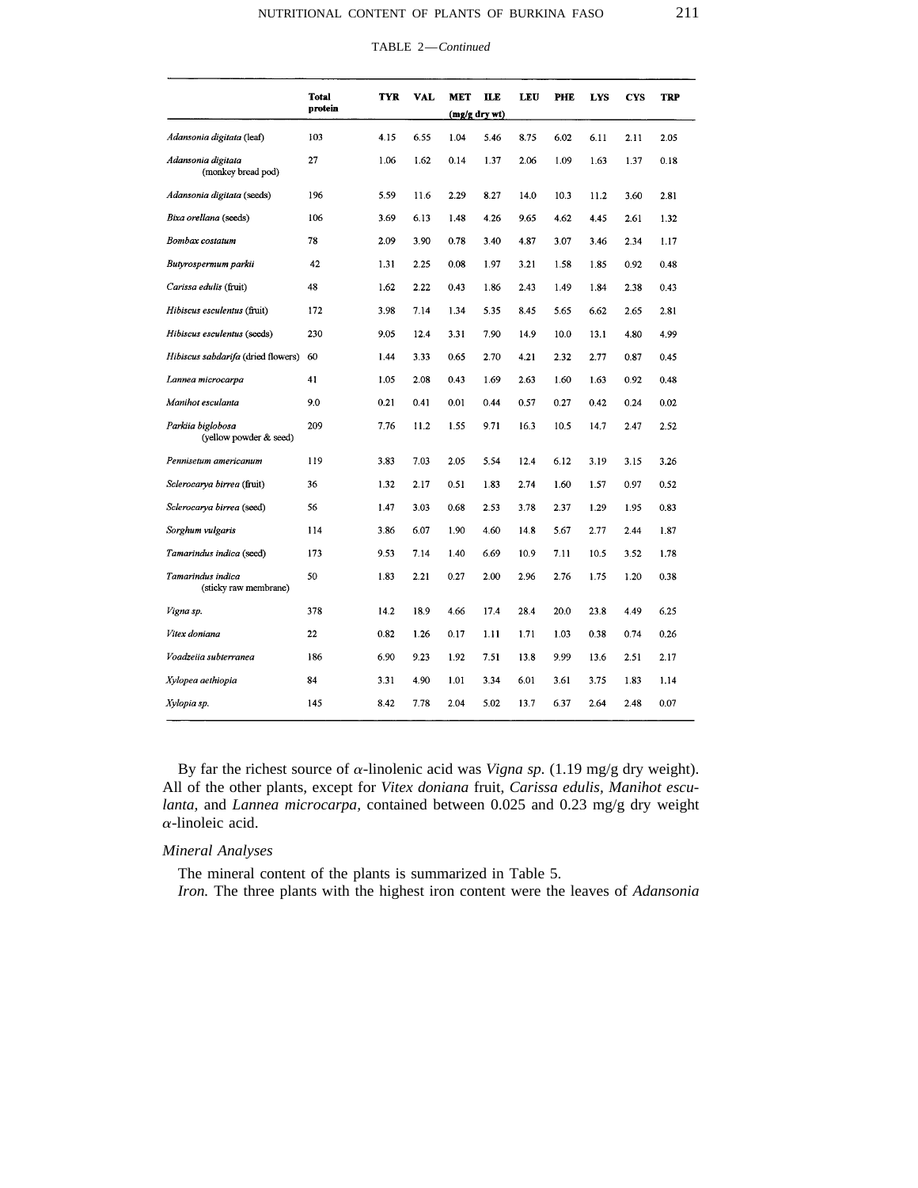TABLE 2—*Continued*

| | Total protein | TYR | VAL | MET | ILE | LEU | PHE | LYS | CYS | TRP |
|---|---|---|---|---|---|---|---|---|---|---|
| | | | | (mg/g dry wt) | | | | | | |
| *Adansonia digitata* (leaf) | 103 | 4.15 | 6.55 | 1.04 | 5.46 | 8.75 | 6.02 | 6.11 | 2.11 | 2.05 |
| *Adansonia digitata* (monkey bread pod) | 27 | 1.06 | 1.62 | 0.14 | 1.37 | 2.06 | 1.09 | 1.63 | 1.37 | 0.18 |
| *Adansonia digitata* (seeds) | 196 | 5.59 | 11.6 | 2.29 | 8.27 | 14.0 | 10.3 | 11.2 | 3.60 | 2.81 |
| *Bixa orellana* (seeds) | 106 | 3.69 | 6.13 | 1.48 | 4.26 | 9.65 | 4.62 | 4.45 | 2.61 | 1.32 |
| *Bombax costatum* | 78 | 2.09 | 3.90 | 0.78 | 3.40 | 4.87 | 3.07 | 3.46 | 2.34 | 1.17 |
| *Butyrospermum parkii* | 42 | 1.31 | 2.25 | 0.08 | 1.97 | 3.21 | 1.58 | 1.85 | 0.92 | 0.48 |
| *Carissa edulis* (fruit) | 48 | 1.62 | 2.22 | 0.43 | 1.86 | 2.43 | 1.49 | 1.84 | 2.38 | 0.43 |
| *Hibiscus esculentus* (fruit) | 172 | 3.98 | 7.14 | 1.34 | 5.35 | 8.45 | 5.65 | 6.62 | 2.65 | 2.81 |
| *Hibiscus esculentus* (seeds) | 230 | 9.05 | 12.4 | 3.31 | 7.90 | 14.9 | 10.0 | 13.1 | 4.80 | 4.99 |
| *Hibiscus sabdarifa* (dried flowers) | 60 | 1.44 | 3.33 | 0.65 | 2.70 | 4.21 | 2.32 | 2.77 | 0.87 | 0.45 |
| *Lannea microcarpa* | 41 | 1.05 | 2.08 | 0.43 | 1.69 | 2.63 | 1.60 | 1.63 | 0.92 | 0.48 |
| *Manihot esculanta* | 9.0 | 0.21 | 0.41 | 0.01 | 0.44 | 0.57 | 0.27 | 0.42 | 0.24 | 0.02 |
| *Parkiia biglobosa* (yellow powder & seed) | 209 | 7.76 | 11.2 | 1.55 | 9.71 | 16.3 | 10.5 | 14.7 | 2.47 | 2.52 |
| *Pennisetum americanum* | 119 | 3.83 | 7.03 | 2.05 | 5.54 | 12.4 | 6.12 | 3.19 | 3.15 | 3.26 |
| *Sclerocarya birrea* (fruit) | 36 | 1.32 | 2.17 | 0.51 | 1.83 | 2.74 | 1.60 | 1.57 | 0.97 | 0.52 |
| *Sclerocarya birrea* (seed) | 56 | 1.47 | 3.03 | 0.68 | 2.53 | 3.78 | 2.37 | 1.29 | 1.95 | 0.83 |
| *Sorghum vulgaris* | 114 | 3.86 | 6.07 | 1.90 | 4.60 | 14.8 | 5.67 | 2.77 | 2.44 | 1.87 |
| *Tamarindus indica* (seed) | 173 | 9.53 | 7.14 | 1.40 | 6.69 | 10.9 | 7.11 | 10.5 | 3.52 | 1.78 |
| *Tamarindus indica* (sticky raw membrane) | 50 | 1.83 | 2.21 | 0.27 | 2.00 | 2.96 | 2.76 | 1.75 | 1.20 | 0.38 |
| *Vigna sp.* | 378 | 14.2 | 18.9 | 4.66 | 17.4 | 28.4 | 20.0 | 23.8 | 4.49 | 6.25 |
| *Vitex doniana* | 22 | 0.82 | 1.26 | 0.17 | 1.11 | 1.71 | 1.03 | 0.38 | 0.74 | 0.26 |
| *Voadzeiia subterranea* | 186 | 6.90 | 9.23 | 1.92 | 7.51 | 13.8 | 9.99 | 13.6 | 2.51 | 2.17 |
| *Xylopea aethiopia* | 84 | 3.31 | 4.90 | 1.01 | 3.34 | 6.01 | 3.61 | 3.75 | 1.83 | 1.14 |
| *Xylopia sp.* | 145 | 8.42 | 7.78 | 2.04 | 5.02 | 13.7 | 6.37 | 2.64 | 2.48 | 0.07 |

By far the richest source of $\alpha$-linolenic acid was *Vigna sp.* (1.19 mg/g dry weight). All of the other plants, except for *Vitex doniana* fruit, *Carissa edulis*, *Manihot esculanta*, and *Lannea microcarpa*, contained between 0.025 and 0.23 mg/g dry weight $\alpha$-linoleic acid.

### *Mineral Analyses*

The mineral content of the plants is summarized in Table 5.

*Iron.* The three plants with the highest iron content were the leaves of *Adansonia*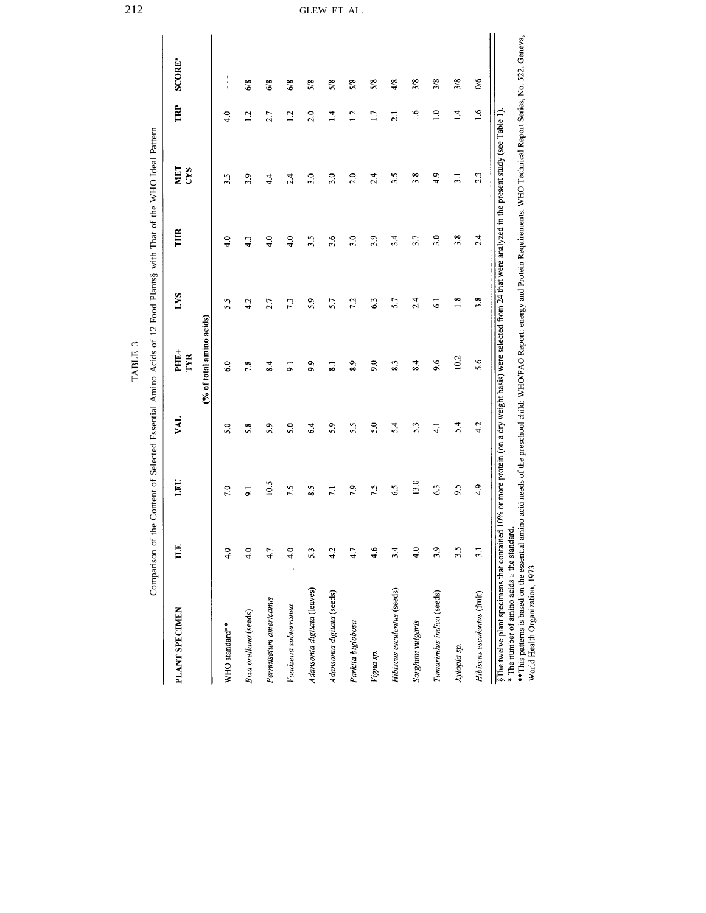TABLE 3

Comparison of the Content of Selected Essential Amino Acids of 12 Food Plants§ with That of the WHO Ideal Pattern

| PLANT SPECIMEN | ILE | LEU | VAL | PHE+ TYR | LYS | THR | MET+ CYS | TRP | SCORE* |
|---|---|---|---|---|---|---|---|---|---|
| | | | | (% of total amino acids) | | | | | |
| WHO standard** | 4.0 | 7.0 | 5.0 | 6.0 | 5.5 | 4.0 | 3.5 | 4.0 | - - - |
| *Bixa orellana* (seeds) | 4.0 | 9.1 | 5.8 | 7.8 | 4.2 | 4.3 | 3.9 | 1.2 | 6/8 |
| *Pennisetum americanus* | 4.7 | 10.5 | 5.9 | 8.4 | 2.7 | 4.0 | 4.4 | 2.7 | 6/8 |
| *Voadzeiia subterranea* | 4.0 | 7.5 | 5.0 | 9.1 | 7.3 | 4.0 | 2.4 | 1.2 | 6/8 |
| *Adansonia digitata* (leaves) | 5.3 | 8.5 | 6.4 | 9.9 | 5.9 | 3.5 | 3.0 | 2.0 | 5/8 |
| *Adansonia digitata* (seeds) | 4.2 | 7.1 | 5.9 | 8.1 | 5.7 | 3.6 | 3.0 | 1.4 | 5/8 |
| *Parkiia biglobosa* | 4.7 | 7.9 | 5.5 | 8.9 | 7.2 | 3.0 | 2.0 | 1.2 | 5/8 |
| *Vigna sp.* | 4.6 | 7.5 | 5.0 | 9.0 | 6.3 | 3.9 | 2.4 | 1.7 | 5/8 |
| *Hibiscus esculentus* (seeds) | 3.4 | 6.5 | 5.4 | 8.3 | 5.7 | 3.4 | 3.5 | 2.1 | 4/8 |
| *Sorghum vulgaris* | 4.0 | 13.0 | 5.3 | 8.4 | 2.4 | 3.7 | 3.8 | 1.6 | 3/8 |
| *Tamarindus indica* (seeds) | 3.9 | 6.3 | 4.1 | 9.6 | 6.1 | 3.0 | 4.9 | 1.0 | 3/8 |
| *Xylopia sp.* | 3.5 | 9.5 | 5.4 | 10.2 | 1.8 | 3.8 | 3.1 | 1.4 | 3/8 |
| *Hibiscus esculentus* (fruit) | 3.1 | 4.9 | 4.2 | 5.6 | 3.8 | 2.4 | 2.3 | 1.6 | 0/6 |

§The twelve plant specimens that contained 10% or more protein (on a dry weight basis) were selected from 24 that were analyzed in the present study (see Table 1).
* The number of amino acids ≥ the standard.
**This patterns is based on the essential amino acid needs of the preschool child; WHO/FAO Report: energy and Protein Requirements. WHO Technical Report Series, No. 522. Geneva, World Health Organization, 1973.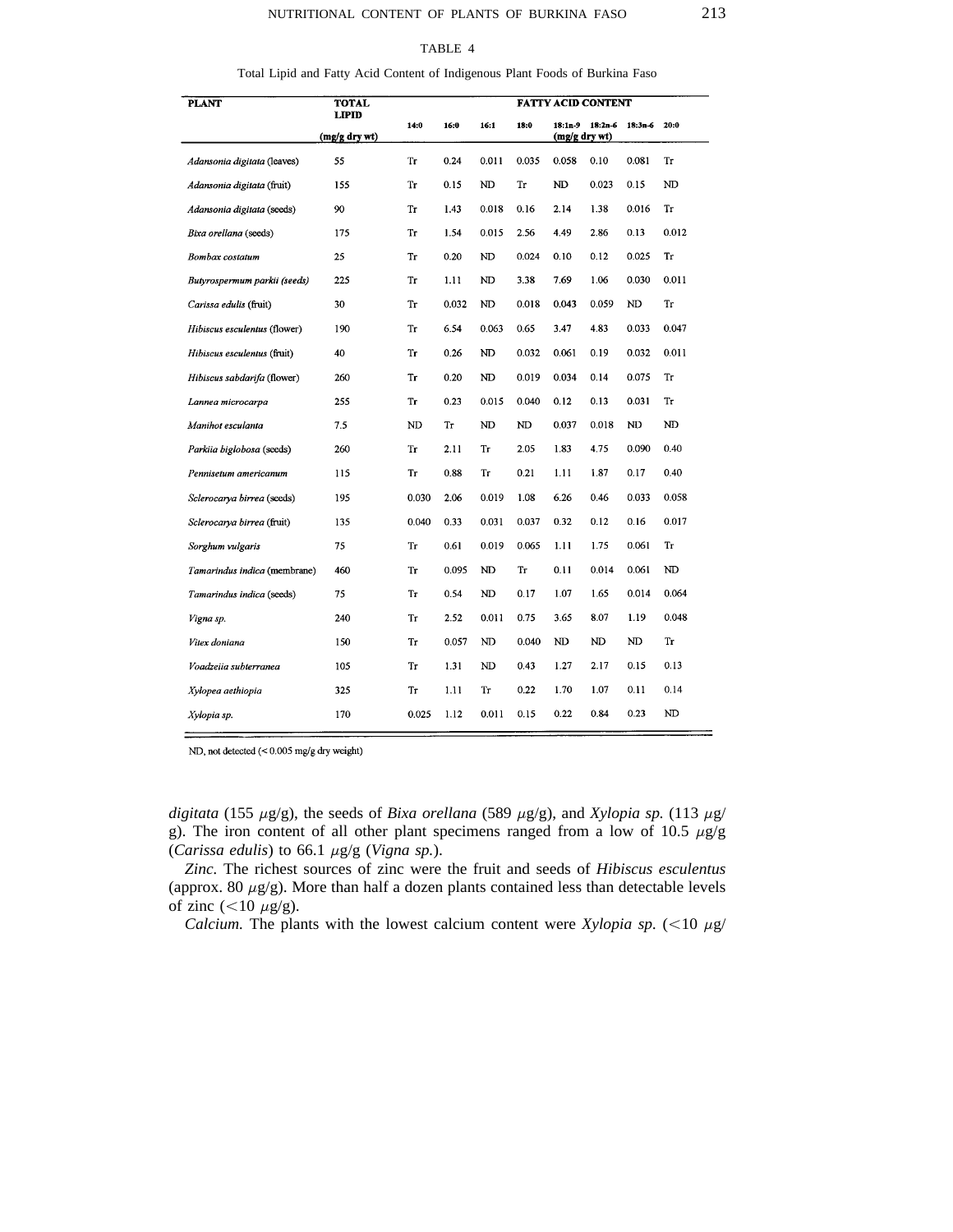TABLE 4

Total Lipid and Fatty Acid Content of Indigenous Plant Foods of Burkina Faso

| PLANT | TOTAL LIPID (mg/g dry wt) | FATTY ACID CONTENT (mg/g dry wt) | | | | | | | |
|---|---|---|---|---|---|---|---|---|---|
| | | 14:0 | 16:0 | 16:1 | 18:0 | 18:1n-9 | 18:2n-6 | 18:3n-6 | 20:0 |
| *Adansonia digitata* (leaves) | 55 | Tr | 0.24 | 0.011 | 0.035 | 0.058 | 0.10 | 0.081 | Tr |
| *Adansonia digitata* (fruit) | 155 | Tr | 0.15 | ND | Tr | ND | 0.023 | 0.15 | ND |
| *Adansonia digitata* (seeds) | 90 | Tr | 1.43 | 0.018 | 0.16 | 2.14 | 1.38 | 0.016 | Tr |
| *Bixa orellana* (seeds) | 175 | Tr | 1.54 | 0.015 | 2.56 | 4.49 | 2.86 | 0.13 | 0.012 |
| *Bombax costatum* | 25 | Tr | 0.20 | ND | 0.024 | 0.10 | 0.12 | 0.025 | Tr |
| *Butyrospermum parkii (seeds)* | 225 | Tr | 1.11 | ND | 3.38 | 7.69 | 1.06 | 0.030 | 0.011 |
| *Carissa edulis* (fruit) | 30 | Tr | 0.032 | ND | 0.018 | 0.043 | 0.059 | ND | Tr |
| *Hibiscus esculentus* (flower) | 190 | Tr | 6.54 | 0.063 | 0.65 | 3.47 | 4.83 | 0.033 | 0.047 |
| *Hibiscus esculentus* (fruit) | 40 | Tr | 0.26 | ND | 0.032 | 0.061 | 0.19 | 0.032 | 0.011 |
| *Hibiscus sabdarifa* (flower) | 260 | Tr | 0.20 | ND | 0.019 | 0.034 | 0.14 | 0.075 | Tr |
| *Lannea microcarpa* | 255 | Tr | 0.23 | 0.015 | 0.040 | 0.12 | 0.13 | 0.031 | Tr |
| *Manihot esculanta* | 7.5 | ND | Tr | ND | ND | 0.037 | 0.018 | ND | ND |
| *Parkiia biglobosa* (seeds) | 260 | Tr | 2.11 | Tr | 2.05 | 1.83 | 4.75 | 0.090 | 0.40 |
| *Pennisetum americanum* | 115 | Tr | 0.88 | Tr | 0.21 | 1.11 | 1.87 | 0.17 | 0.40 |
| *Sclerocarya birrea* (seeds) | 195 | 0.030 | 2.06 | 0.019 | 1.08 | 6.26 | 0.46 | 0.033 | 0.058 |
| *Sclerocarya birrea* (fruit) | 135 | 0.040 | 0.33 | 0.031 | 0.037 | 0.32 | 0.12 | 0.16 | 0.017 |
| *Sorghum vulgaris* | 75 | Tr | 0.61 | 0.019 | 0.065 | 1.11 | 1.75 | 0.061 | Tr |
| *Tamarindus indica* (membrane) | 460 | Tr | 0.095 | ND | Tr | 0.11 | 0.014 | 0.061 | ND |
| *Tamarindus indica* (seeds) | 75 | Tr | 0.54 | ND | 0.17 | 1.07 | 1.65 | 0.014 | 0.064 |
| *Vigna sp.* | 240 | Tr | 2.52 | 0.011 | 0.75 | 3.65 | 8.07 | 1.19 | 0.048 |
| *Vitex doniana* | 150 | Tr | 0.057 | ND | 0.040 | ND | ND | ND | Tr |
| *Voadzeiia subterranea* | 105 | Tr | 1.31 | ND | 0.43 | 1.27 | 2.17 | 0.15 | 0.13 |
| *Xylopea aethiopia* | 325 | Tr | 1.11 | Tr | 0.22 | 1.70 | 1.07 | 0.11 | 0.14 |
| *Xylopia sp.* | 170 | 0.025 | 1.12 | 0.011 | 0.15 | 0.22 | 0.84 | 0.23 | ND |

ND, not detected (< 0.005 mg/g dry weight)

*digitata* (155 $\mu$g/g), the seeds of *Bixa orellana* (589 $\mu$g/g), and *Xylopia sp.* (113 $\mu$g/g). The iron content of all other plant specimens ranged from a low of 10.5 $\mu$g/g (*Carissa edulis*) to 66.1 $\mu$g/g (*Vigna sp.*).

*Zinc.* The richest sources of zinc were the fruit and seeds of *Hibiscus esculentus* (approx. 80 $\mu$g/g). More than half a dozen plants contained less than detectable levels of zinc (<10 $\mu$g/g).

*Calcium.* The plants with the lowest calcium content were *Xylopia sp.* (<10 $\mu$g/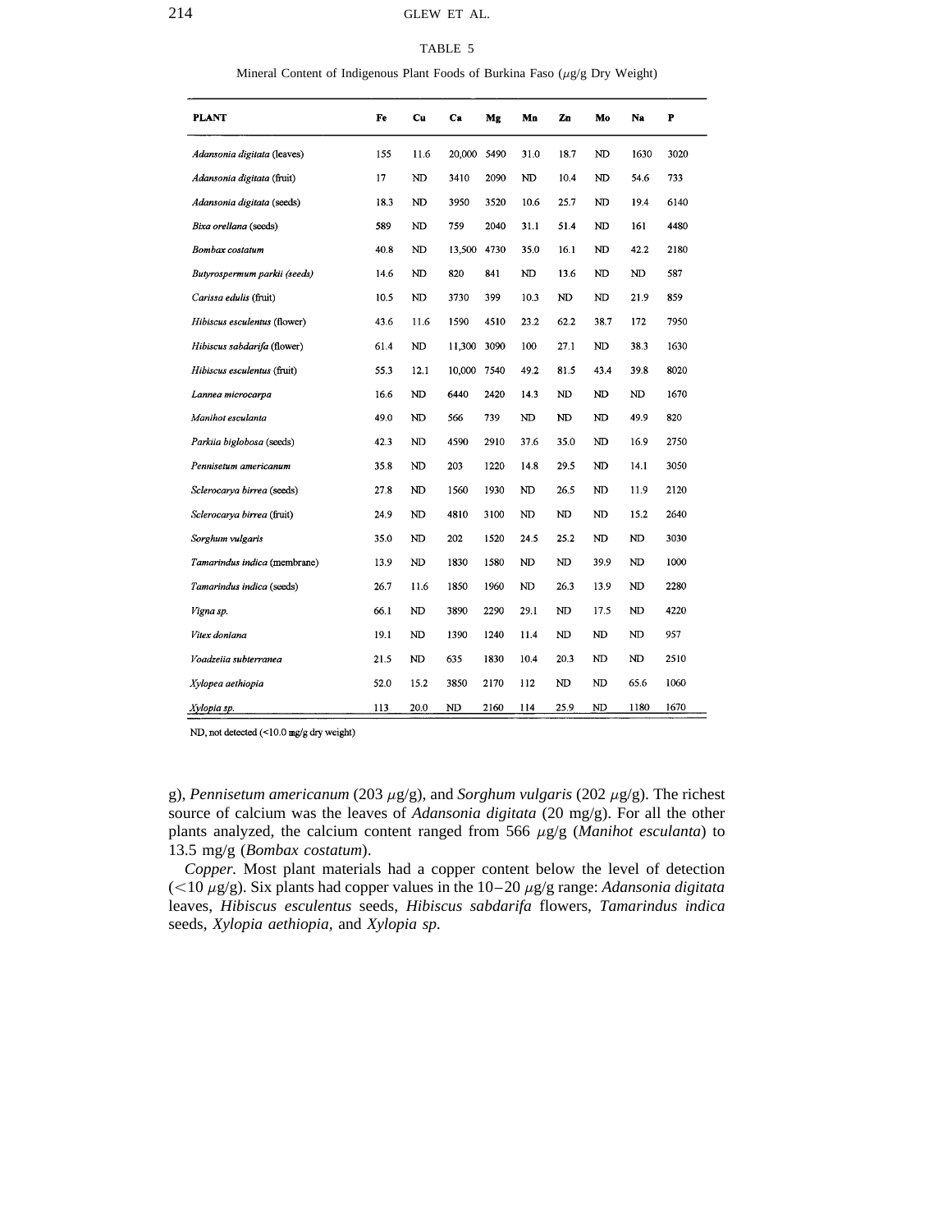TABLE 5

Mineral Content of Indigenous Plant Foods of Burkina Faso ($\mu$g/g Dry Weight)

| PLANT | Fe | Cu | Ca | Mg | Mn | Zn | Mo | Na | P |
|---|---|---|---|---|---|---|---|---|---|
| *Adansonia digitata* (leaves) | 155 | 11.6 | 20,000 | 5490 | 31.0 | 18.7 | ND | 1630 | 3020 |
| *Adansonia digitata* (fruit) | 17 | ND | 3410 | 2090 | ND | 10.4 | ND | 54.6 | 733 |
| *Adansonia digitata* (seeds) | 18.3 | ND | 3950 | 3520 | 10.6 | 25.7 | ND | 19.4 | 6140 |
| *Bixa orellana* (seeds) | 589 | ND | 759 | 2040 | 31.1 | 51.4 | ND | 161 | 4480 |
| *Bombax costatum* | 40.8 | ND | 13,500 | 4730 | 35.0 | 16.1 | ND | 42.2 | 2180 |
| *Butyrospermum parkii (seeds)* | 14.6 | ND | 820 | 841 | ND | 13.6 | ND | ND | 587 |
| *Carissa edulis* (fruit) | 10.5 | ND | 3730 | 399 | 10.3 | ND | ND | 21.9 | 859 |
| *Hibiscus esculentus* (flower) | 43.6 | 11.6 | 1590 | 4510 | 23.2 | 62.2 | 38.7 | 172 | 7950 |
| *Hibiscus sabdarifa* (flower) | 61.4 | ND | 11,300 | 3090 | 100 | 27.1 | ND | 38.3 | 1630 |
| *Hibiscus esculentus* (fruit) | 55.3 | 12.1 | 10,000 | 7540 | 49.2 | 81.5 | 43.4 | 39.8 | 8020 |
| *Lannea microcarpa* | 16.6 | ND | 6440 | 2420 | 14.3 | ND | ND | ND | 1670 |
| *Manihot esculanta* | 49.0 | ND | 566 | 739 | ND | ND | ND | 49.9 | 820 |
| *Parkiia biglobosa* (seeds) | 42.3 | ND | 4590 | 2910 | 37.6 | 35.0 | ND | 16.9 | 2750 |
| *Pennisetum americanum* | 35.8 | ND | 203 | 1220 | 14.8 | 29.5 | ND | 14.1 | 3050 |
| *Sclerocarya birrea* (seeds) | 27.8 | ND | 1560 | 1930 | ND | 26.5 | ND | 11.9 | 2120 |
| *Sclerocarya birrea* (fruit) | 24.9 | ND | 4810 | 3100 | ND | ND | ND | 15.2 | 2640 |
| *Sorghum vulgaris* | 35.0 | ND | 202 | 1520 | 24.5 | 25.2 | ND | ND | 3030 |
| *Tamarindus indica* (membrane) | 13.9 | ND | 1830 | 1580 | ND | ND | 39.9 | ND | 1000 |
| *Tamarindus indica* (seeds) | 26.7 | 11.6 | 1850 | 1960 | ND | 26.3 | 13.9 | ND | 2280 |
| *Vigna sp.* | 66.1 | ND | 3890 | 2290 | 29.1 | ND | 17.5 | ND | 4220 |
| *Vitex doniana* | 19.1 | ND | 1390 | 1240 | 11.4 | ND | ND | ND | 957 |
| *Voadzeiia subterranea* | 21.5 | ND | 635 | 1830 | 10.4 | 20.3 | ND | ND | 2510 |
| *Xylopea aethiopia* | 52.0 | 15.2 | 3850 | 2170 | 112 | ND | ND | 65.6 | 1060 |
| *Xylopia sp.* | 113 | 20.0 | ND | 2160 | 114 | 25.9 | ND | 1180 | 1670 |

ND, not detected (<10.0 mg/g dry weight)

g), *Pennisetum americanum* (203 $\mu$g/g), and *Sorghum vulgaris* (202 $\mu$g/g). The richest source of calcium was the leaves of *Adansonia digitata* (20 mg/g). For all the other plants analyzed, the calcium content ranged from 566 $\mu$g/g (*Manihot esculanta*) to 13.5 mg/g (*Bombax costatum*).

*Copper.* Most plant materials had a copper content below the level of detection ($<10$ $\mu$g/g). Six plants had copper values in the 10–20 $\mu$g/g range: *Adansonia digitata* leaves, *Hibiscus esculentus* seeds, *Hibiscus sabdarifa* flowers, *Tamarindus indica* seeds, *Xylopia aethiopia*, and *Xylopia sp.*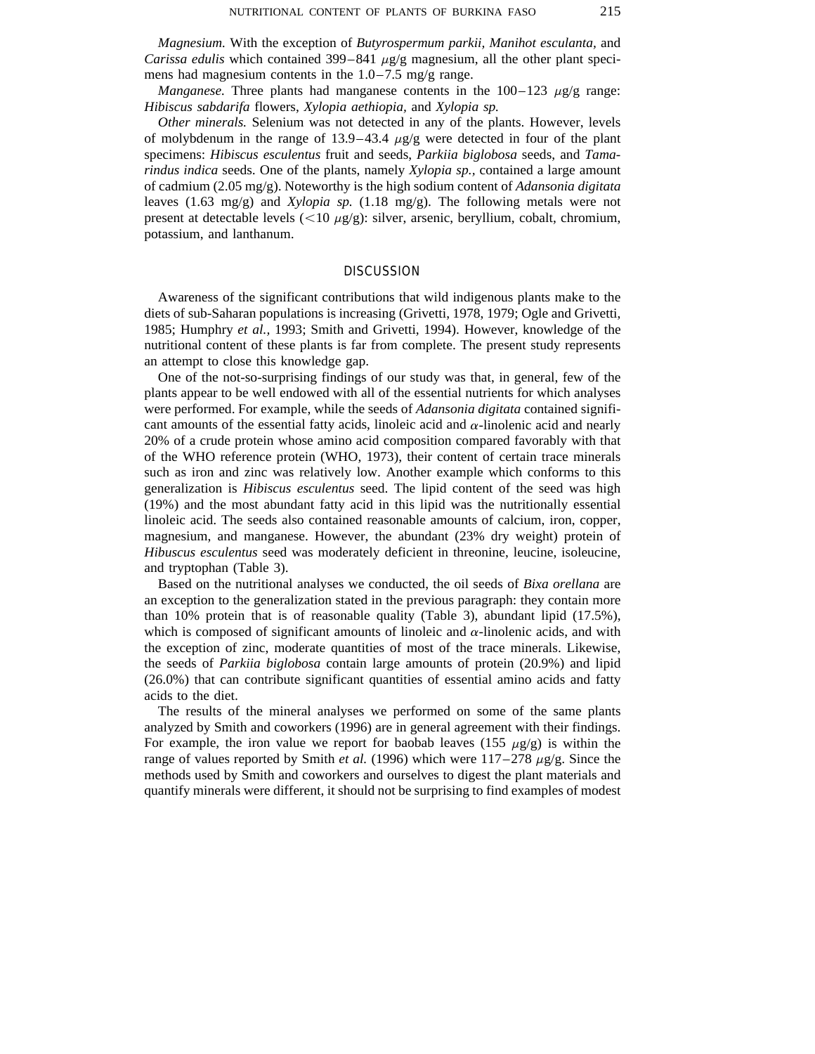*Magnesium.* With the exception of *Butyrospermum parkii*, *Manihot esculanta*, and *Carissa edulis* which contained 399–841 $\mu$g/g magnesium, all the other plant specimens had magnesium contents in the 1.0–7.5 mg/g range.

*Manganese.* Three plants had manganese contents in the 100–123 $\mu$g/g range: *Hibiscus sabdarifa* flowers, *Xylopia aethiopia*, and *Xylopia sp.*

*Other minerals.* Selenium was not detected in any of the plants. However, levels of molybdenum in the range of 13.9–43.4 $\mu$g/g were detected in four of the plant specimens: *Hibiscus esculentus* fruit and seeds, *Parkiia biglobosa* seeds, and *Tamarindus indica* seeds. One of the plants, namely *Xylopia sp.*, contained a large amount of cadmium (2.05 mg/g). Noteworthy is the high sodium content of *Adansonia digitata* leaves (1.63 mg/g) and *Xylopia sp.* (1.18 mg/g). The following metals were not present at detectable levels ($<$10 $\mu$g/g): silver, arsenic, beryllium, cobalt, chromium, potassium, and lanthanum.

## DISCUSSION

Awareness of the significant contributions that wild indigenous plants make to the diets of sub-Saharan populations is increasing (Grivetti, 1978, 1979; Ogle and Grivetti, 1985; Humphry *et al.*, 1993; Smith and Grivetti, 1994). However, knowledge of the nutritional content of these plants is far from complete. The present study represents an attempt to close this knowledge gap.

One of the not-so-surprising findings of our study was that, in general, few of the plants appear to be well endowed with all of the essential nutrients for which analyses were performed. For example, while the seeds of *Adansonia digitata* contained significant amounts of the essential fatty acids, linoleic acid and $\alpha$-linolenic acid and nearly 20% of a crude protein whose amino acid composition compared favorably with that of the WHO reference protein (WHO, 1973), their content of certain trace minerals such as iron and zinc was relatively low. Another example which conforms to this generalization is *Hibiscus esculentus* seed. The lipid content of the seed was high (19%) and the most abundant fatty acid in this lipid was the nutritionally essential linoleic acid. The seeds also contained reasonable amounts of calcium, iron, copper, magnesium, and manganese. However, the abundant (23% dry weight) protein of *Hibuscus esculentus* seed was moderately deficient in threonine, leucine, isoleucine, and tryptophan (Table 3).

Based on the nutritional analyses we conducted, the oil seeds of *Bixa orellana* are an exception to the generalization stated in the previous paragraph: they contain more than 10% protein that is of reasonable quality (Table 3), abundant lipid (17.5%), which is composed of significant amounts of linoleic and $\alpha$-linolenic acids, and with the exception of zinc, moderate quantities of most of the trace minerals. Likewise, the seeds of *Parkiia biglobosa* contain large amounts of protein (20.9%) and lipid (26.0%) that can contribute significant quantities of essential amino acids and fatty acids to the diet.

The results of the mineral analyses we performed on some of the same plants analyzed by Smith and coworkers (1996) are in general agreement with their findings. For example, the iron value we report for baobab leaves (155 $\mu$g/g) is within the range of values reported by Smith *et al.* (1996) which were 117–278 $\mu$g/g. Since the methods used by Smith and coworkers and ourselves to digest the plant materials and quantify minerals were different, it should not be surprising to find examples of modest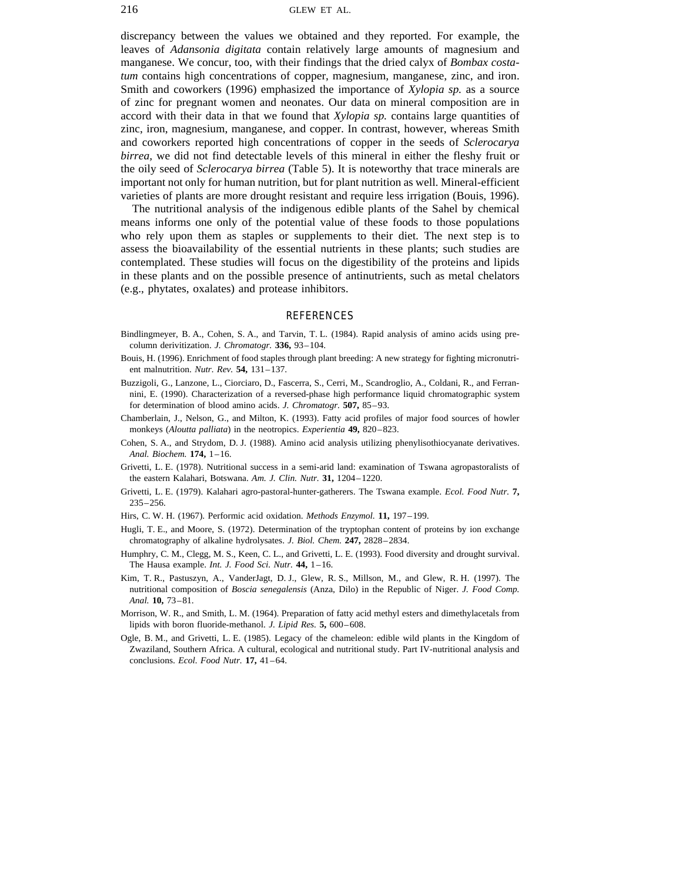discrepancy between the values we obtained and they reported. For example, the leaves of *Adansonia digitata* contain relatively large amounts of magnesium and manganese. We concur, too, with their findings that the dried calyx of *Bombax costatum* contains high concentrations of copper, magnesium, manganese, zinc, and iron. Smith and coworkers (1996) emphasized the importance of *Xylopia sp.* as a source of zinc for pregnant women and neonates. Our data on mineral composition are in accord with their data in that we found that *Xylopia sp.* contains large quantities of zinc, iron, magnesium, manganese, and copper. In contrast, however, whereas Smith and coworkers reported high concentrations of copper in the seeds of *Sclerocarya birrea,* we did not find detectable levels of this mineral in either the fleshy fruit or the oily seed of *Sclerocarya birrea* (Table 5). It is noteworthy that trace minerals are important not only for human nutrition, but for plant nutrition as well. Mineral-efficient varieties of plants are more drought resistant and require less irrigation (Bouis, 1996).

The nutritional analysis of the indigenous edible plants of the Sahel by chemical means informs one only of the potential value of these foods to those populations who rely upon them as staples or supplements to their diet. The next step is to assess the bioavailability of the essential nutrients in these plants; such studies are contemplated. These studies will focus on the digestibility of the proteins and lipids in these plants and on the possible presence of antinutrients, such as metal chelators (e.g., phytates, oxalates) and protease inhibitors.

## REFERENCES

Bindlingmeyer, B. A., Cohen, S. A., and Tarvin, T. L. (1984). Rapid analysis of amino acids using pre-column derivitization. *J. Chromatogr.* **336,** 93–104.

Bouis, H. (1996). Enrichment of food staples through plant breeding: A new strategy for fighting micronutrient malnutrition. *Nutr. Rev.* **54,** 131–137.

Buzzigoli, G., Lanzone, L., Ciorciaro, D., Fascerra, S., Cerri, M., Scandroglio, A., Coldani, R., and Ferrannini, E. (1990). Characterization of a reversed-phase high performance liquid chromatographic system for determination of blood amino acids. *J. Chromatogr.* **507,** 85–93.

Chamberlain, J., Nelson, G., and Milton, K. (1993). Fatty acid profiles of major food sources of howler monkeys (*Aloutta palliata*) in the neotropics. *Experientia* **49,** 820–823.

Cohen, S. A., and Strydom, D. J. (1988). Amino acid analysis utilizing phenylisothiocyanate derivatives. *Anal. Biochem.* **174,** 1–16.

Grivetti, L. E. (1978). Nutritional success in a semi-arid land: examination of Tswana agropastoralists of the eastern Kalahari, Botswana. *Am. J. Clin. Nutr.* **31,** 1204–1220.

Grivetti, L. E. (1979). Kalahari agro-pastoral-hunter-gatherers. The Tswana example. *Ecol. Food Nutr.* **7,** 235–256.

Hirs, C. W. H. (1967). Performic acid oxidation. *Methods Enzymol.* **11,** 197–199.

Hugli, T. E., and Moore, S. (1972). Determination of the tryptophan content of proteins by ion exchange chromatography of alkaline hydrolysates. *J. Biol. Chem.* **247,** 2828–2834.

Humphry, C. M., Clegg, M. S., Keen, C. L., and Grivetti, L. E. (1993). Food diversity and drought survival. The Hausa example. *Int. J. Food Sci. Nutr.* **44,** 1–16.

Kim, T. R., Pastuszyn, A., VanderJagt, D. J., Glew, R. S., Millson, M., and Glew, R. H. (1997). The nutritional composition of *Boscia senegalensis* (Anza, Dilo) in the Republic of Niger. *J. Food Comp. Anal.* **10,** 73–81.

Morrison, W. R., and Smith, L. M. (1964). Preparation of fatty acid methyl esters and dimethylacetals from lipids with boron fluoride-methanol. *J. Lipid Res.* **5,** 600–608.

Ogle, B. M., and Grivetti, L. E. (1985). Legacy of the chameleon: edible wild plants in the Kingdom of Zwaziland, Southern Africa. A cultural, ecological and nutritional study. Part IV-nutritional analysis and conclusions. *Ecol. Food Nutr.* **17,** 41–64.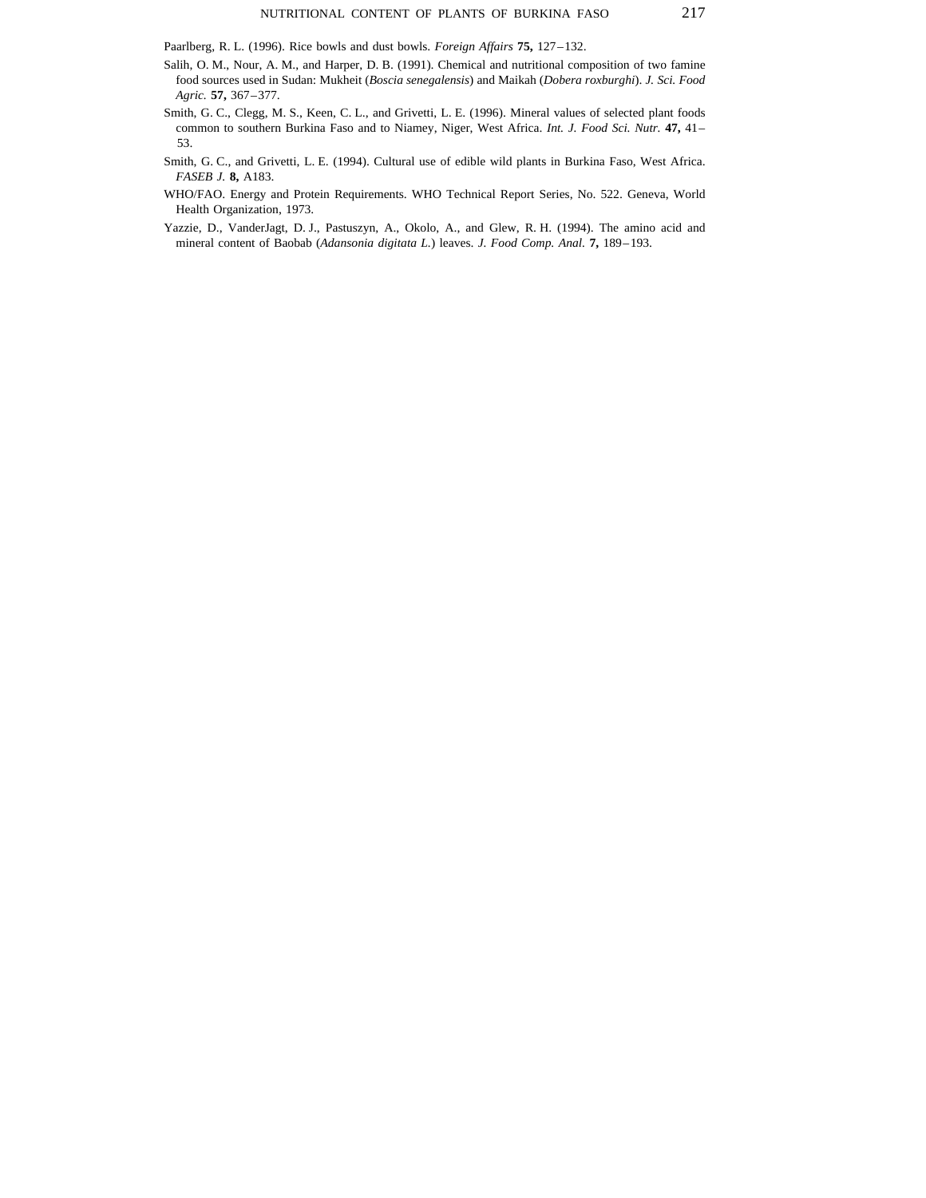Paarlberg, R. L. (1996). Rice bowls and dust bowls. *Foreign Affairs* **75,** 127–132.

Salih, O. M., Nour, A. M., and Harper, D. B. (1991). Chemical and nutritional composition of two famine food sources used in Sudan: Mukheit (*Boscia senegalensis*) and Maikah (*Dobera roxburghi*). *J. Sci. Food Agric.* **57,** 367–377.

Smith, G. C., Clegg, M. S., Keen, C. L., and Grivetti, L. E. (1996). Mineral values of selected plant foods common to southern Burkina Faso and to Niamey, Niger, West Africa. *Int. J. Food Sci. Nutr.* **47,** 41–53.

Smith, G. C., and Grivetti, L. E. (1994). Cultural use of edible wild plants in Burkina Faso, West Africa. *FASEB J.* **8,** A183.

WHO/FAO. Energy and Protein Requirements. WHO Technical Report Series, No. 522. Geneva, World Health Organization, 1973.

Yazzie, D., VanderJagt, D. J., Pastuszyn, A., Okolo, A., and Glew, R. H. (1994). The amino acid and mineral content of Baobab (*Adansonia digitata L.*) leaves. *J. Food Comp. Anal.* **7,** 189–193.